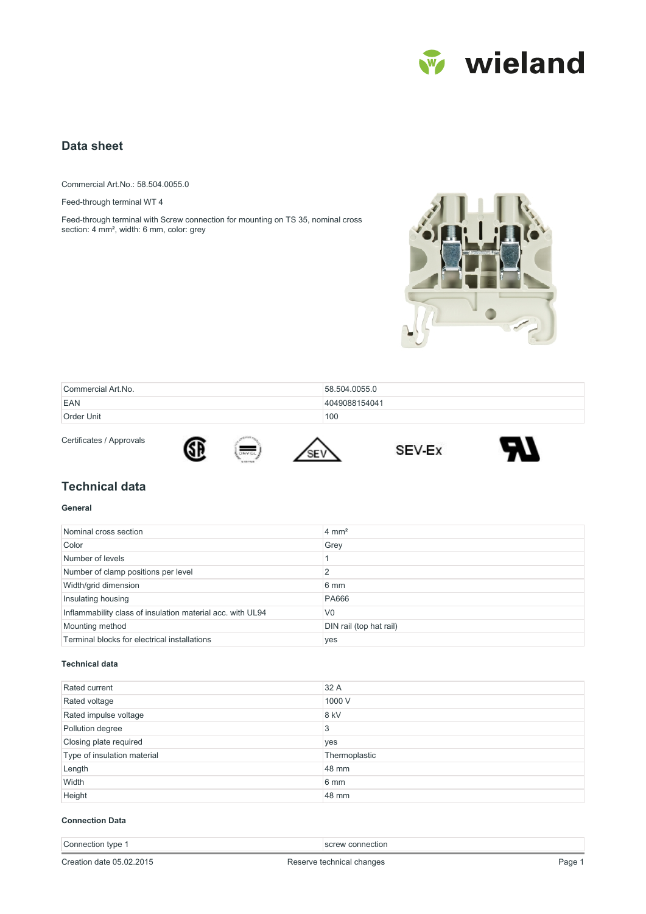## Data sheet

Commercial Art.No.: 58.504.0055.0

Feed-through terminal WT 4

Feed-through terminal with Screw connection for mounting on TS 35, nominal cross section: 4 mm², width: 6 mm, color: grey

| Commercial Art.No. | 58.504.0055.0 |
| --- | --- |
| EAN | 4049088154041 |
| Order Unit | 100 |

Certificates / Approvals

# Technical data

### General

| Nominal cross section | 4 mm² |
| --- | --- |
| Color | Grey |
| Number of levels | 1 |
| Number of clamp positions per level | 2 |
| Width/grid dimension | 6 mm |
| Insulating housing | PA666 |
| Inflammability class of insulation material acc. with UL94 | V0 |
| Mounting method | DIN rail (top hat rail) |
| Terminal blocks for electrical installations | yes |

### Technical data

| Rated current | 32 A |
| --- | --- |
| Rated voltage | 1000 V |
| Rated impulse voltage | 8 kV |
| Pollution degree | 3 |
| Closing plate required | yes |
| Type of insulation material | Thermoplastic |
| Length | 48 mm |
| Width | 6 mm |
| Height | 48 mm |

### Connection Data

| Connection type 1 | screw connection |
| --- | --- |

Creation date 05.02.2015 Reserve technical changes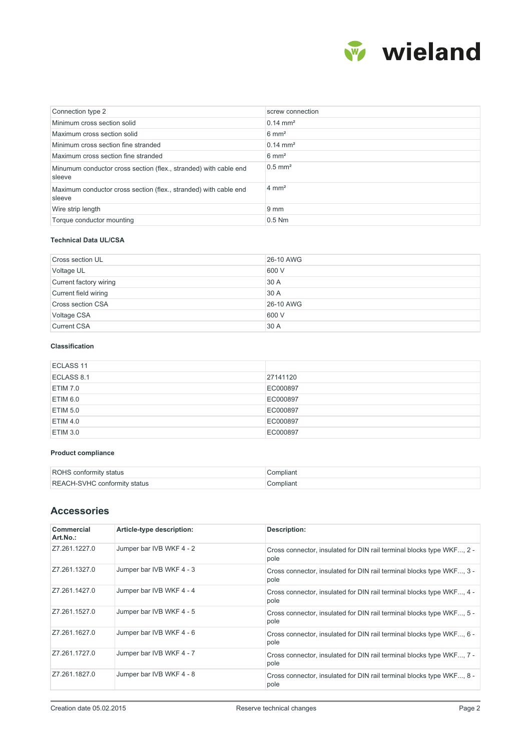| Connection type 2 | screw connection |
|---|---|
| Minimum cross section solid | 0.14 mm² |
| Maximum cross section solid | 6 mm² |
| Minimum cross section fine stranded | 0.14 mm² |
| Maximum cross section fine stranded | 6 mm² |
| Minumum conductor cross section (flex., stranded) with cable end sleeve | 0.5 mm² |
| Maximum conductor cross section (flex., stranded) with cable end sleeve | 4 mm² |
| Wire strip length | 9 mm |
| Torque conductor mounting | 0.5 Nm |

**Technical Data UL/CSA**

| Cross section UL | 26-10 AWG |
|---|---|
| Voltage UL | 600 V |
| Current factory wiring | 30 A |
| Current field wiring | 30 A |
| Cross section CSA | 26-10 AWG |
| Voltage CSA | 600 V |
| Current CSA | 30 A |

**Classification**

| ECLASS 11 | |
|---|---|
| ECLASS 8.1 | 27141120 |
| ETIM 7.0 | EC000897 |
| ETIM 6.0 | EC000897 |
| ETIM 5.0 | EC000897 |
| ETIM 4.0 | EC000897 |
| ETIM 3.0 | EC000897 |

**Product compliance**

| ROHS conformity status | Compliant |
|---|---|
| REACH-SVHC conformity status | Compliant |

## Accessories

| Commercial Art.No.: | Article-type description: | Description: |
|---|---|---|
| Z7.261.1227.0 | Jumper bar IVB WKF 4 - 2 | Cross connector, insulated for DIN rail terminal blocks type WKF..., 2 - pole |
| Z7.261.1327.0 | Jumper bar IVB WKF 4 - 3 | Cross connector, insulated for DIN rail terminal blocks type WKF..., 3 - pole |
| Z7.261.1427.0 | Jumper bar IVB WKF 4 - 4 | Cross connector, insulated for DIN rail terminal blocks type WKF..., 4 - pole |
| Z7.261.1527.0 | Jumper bar IVB WKF 4 - 5 | Cross connector, insulated for DIN rail terminal blocks type WKF..., 5 - pole |
| Z7.261.1627.0 | Jumper bar IVB WKF 4 - 6 | Cross connector, insulated for DIN rail terminal blocks type WKF..., 6 - pole |
| Z7.261.1727.0 | Jumper bar IVB WKF 4 - 7 | Cross connector, insulated for DIN rail terminal blocks type WKF..., 7 - pole |
| Z7.261.1827.0 | Jumper bar IVB WKF 4 - 8 | Cross connector, insulated for DIN rail terminal blocks type WKF..., 8 - pole |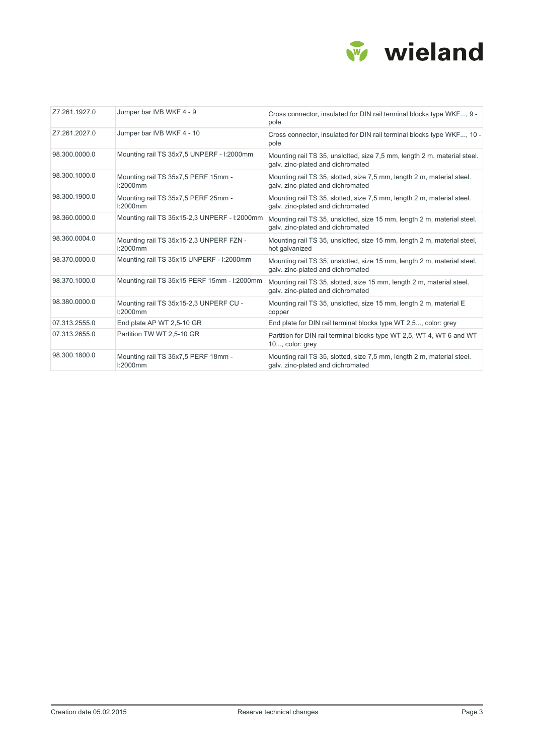| Z7.261.1927.0 | Jumper bar IVB WKF 4 - 9 | Cross connector, insulated for DIN rail terminal blocks type WKF..., 9 - pole |
|---|---|---|
| Z7.261.2027.0 | Jumper bar IVB WKF 4 - 10 | Cross connector, insulated for DIN rail terminal blocks type WKF..., 10 - pole |
| 98.300.0000.0 | Mounting rail TS 35x7,5 UNPERF - l:2000mm | Mounting rail TS 35, unslotted, size 7,5 mm, length 2 m, material steel. galv. zinc-plated and dichromated |
| 98.300.1000.0 | Mounting rail TS 35x7,5 PERF 15mm - l:2000mm | Mounting rail TS 35, slotted, size 7,5 mm, length 2 m, material steel. galv. zinc-plated and dichromated |
| 98.300.1900.0 | Mounting rail TS 35x7,5 PERF 25mm - l:2000mm | Mounting rail TS 35, slotted, size 7,5 mm, length 2 m, material steel. galv. zinc-plated and dichromated |
| 98.360.0000.0 | Mounting rail TS 35x15-2,3 UNPERF - l:2000mm | Mounting rail TS 35, unslotted, size 15 mm, length 2 m, material steel. galv. zinc-plated and dichromated |
| 98.360.0004.0 | Mounting rail TS 35x15-2,3 UNPERF FZN - l:2000mm | Mounting rail TS 35, unslotted, size 15 mm, length 2 m, material steel, hot galvanized |
| 98.370.0000.0 | Mounting rail TS 35x15 UNPERF - l:2000mm | Mounting rail TS 35, unslotted, size 15 mm, length 2 m, material steel. galv. zinc-plated and dichromated |
| 98.370.1000.0 | Mounting rail TS 35x15 PERF 15mm - l:2000mm | Mounting rail TS 35, slotted, size 15 mm, length 2 m, material steel. galv. zinc-plated and dichromated |
| 98.380.0000.0 | Mounting rail TS 35x15-2,3 UNPERF CU - l:2000mm | Mounting rail TS 35, unslotted, size 15 mm, length 2 m, material E copper |
| 07.313.2555.0 | End plate AP WT 2,5-10 GR | End plate for DIN rail terminal blocks type WT 2,5..., color: grey |
| 07.313.2655.0 | Partition TW WT 2,5-10 GR | Partition for DIN rail terminal blocks type WT 2,5, WT 4, WT 6 and WT 10..., color: grey |
| 98.300.1800.0 | Mounting rail TS 35x7,5 PERF 18mm - l:2000mm | Mounting rail TS 35, slotted, size 7,5 mm, length 2 m, material steel. galv. zinc-plated and dichromated |

Creation date 05.02.2015 Reserve technical changes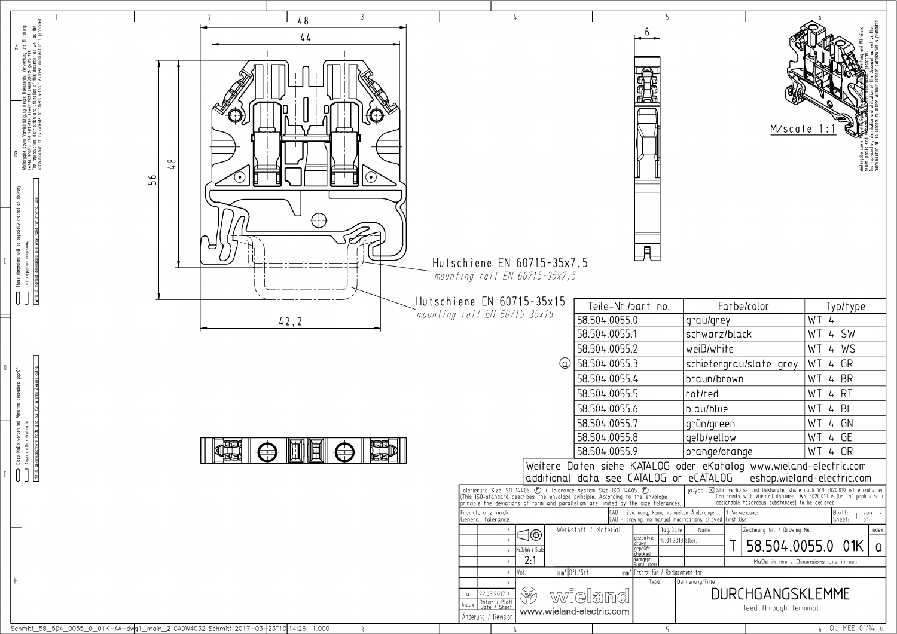48

44

56

48

6

42,2

M/scale 1:1

Hutschiene EN 60715-35x7,5
*mounting rail EN 60715-35x7,5*

Hutschiene EN 60715-35x15
*mounting rail EN 60715-35x15*

| | Teile-Nr./part no. | Farbe/color | Typ/type |
|---|---|---|---|
| | 58.504.0055.0 | grau/grey | WT 4 |
| | 58.504.0055.1 | schwarz/black | WT 4 SW |
| | 58.504.0055.2 | weiß/white | WT 4 WS |
| ⓐ | 58.504.0055.3 | schiefergrau/slate grey | WT 4 GR |
| | 58.504.0055.4 | braun/brown | WT 4 BR |
| | 58.504.0055.5 | rot/red | WT 4 RT |
| | 58.504.0055.6 | blau/blue | WT 4 BL |
| | 58.504.0055.7 | grün/green | WT 4 GN |
| | 58.504.0055.8 | gelb/yellow | WT 4 GE |
| | 58.504.0055.9 | orange/orange | WT 4 OR |

Weitere Daten siehe KATALOG oder eKatalog | www.wieland-electric.com
additional data see CATALOG or eCATALOG | eshop.wieland-electric.com

Tolerierung Size ISO 14405 Ⓔ / Tolerance system Size ISO 14405 Ⓔ.
(This ISO-standard describes the envelope principle. According to the envelope principle the deviations of form and parallelism are limited by the size tolerances).

ja/yes ☒ Stoffverbots- und Deklarationsliste nach WN 5020.010 ist einzuhalten. Conformity with Wieland document WN 5020.010 e (list of prohibited / declarable hazardous substances) is to be declared!

Freitoleranz nach / General tolerance

CAD - Zeichnung, keine manuellen Änderungen / CAD - drawing, no manual modifications allowed

1. Verwendung: / First Use:

Blatt: 1 von 1 / Sheet: 1 of 1

Werkstoff / Material

Maßstab / Scale: 2:1

Vol. mm³ | Ofl./Srf. mm²

| | Tag/Date | Name |
|---|---|---|
| gezeichnet / drawn | 18.01.2013 | Eller. |
| geprüft / checked | | |
| Normgepr. / Stand. check | | |

Zeichnung Nr. / Drawing No.: T 58.504.0055.0 01K | Index: a

Maße in mm / Dimensions are in mm

Ersatz für / Replacement for:

Type | Benennung/Title

| Index | Datum / Date | Blatt / Sheet |
|---|---|---|
| a | 22.03.2017 | / |

Änderung / Revision

wieland
www.wieland-electric.com

DURCHGANGSKLEMME
feed through terminal

QU-MEE-01/14 a

Weitergabe sowie Vervielfältigung dieses Dokuments, Verwertung und Mitteilung seines Inhalts sind verboten, soweit nicht ausdrücklich gestattet.
The reproduction, distribution and utilization of this document as well as the communication of its contents to others without express authorization is prohibited.

Diese Maße werden bei Abnahme besonders geprüft / These dimensions will be especially checked at delivery
Ausschließlich Prüfmaße / Only inspection dimensions
Mit IE gekennzeichnete Maße sind nur für interne Zwecke gültig / With IE marked dimensions are only valid for internal use

Schmitt_58_504_0055_0_01K-AA-dwg1_main_2 CADW4032 Schmitt 2017-03-23T10:14:26 1.000